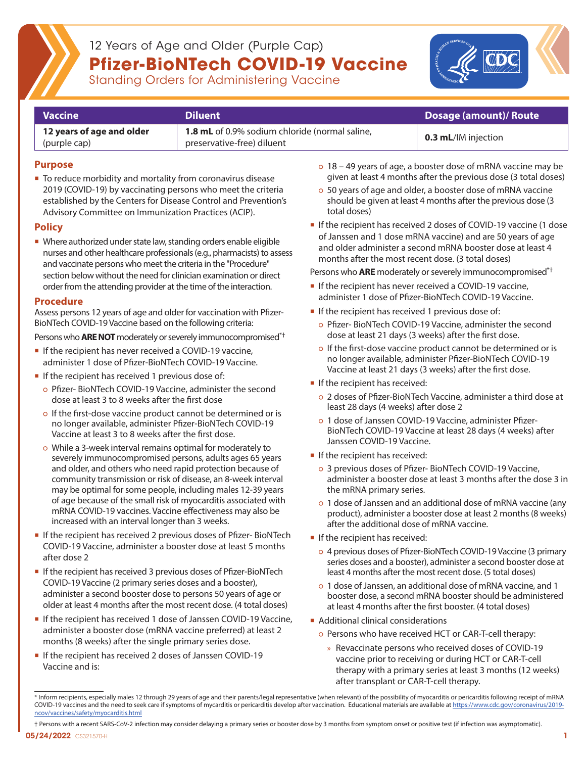12 Years of Age and Older (Purple Cap)

# Pfizer-BioNTech COVID-19 Vaccine

Standing Orders for Administering Vaccine

| Vaccine | Diluent | Dosage (amount)/ Route |
| --- | --- | --- |
| **12 years of age and older** (purple cap) | **1.8 mL** of 0.9% sodium chloride (normal saline, preservative-free) diluent | **0.3 mL**/IM injection |

## Purpose

- To reduce morbidity and mortality from coronavirus disease 2019 (COVID-19) by vaccinating persons who meet the criteria established by the Centers for Disease Control and Prevention's Advisory Committee on Immunization Practices (ACIP).

## Policy

- Where authorized under state law, standing orders enable eligible nurses and other healthcare professionals (e.g., pharmacists) to assess and vaccinate persons who meet the criteria in the "Procedure" section below without the need for clinician examination or direct order from the attending provider at the time of the interaction.

## Procedure

Assess persons 12 years of age and older for vaccination with Pfizer-BioNTech COVID-19 Vaccine based on the following criteria:

Persons who **ARE NOT** moderately or severely immunocompromised*†

- If the recipient has never received a COVID-19 vaccine, administer 1 dose of Pfizer-BioNTech COVID-19 Vaccine.
- If the recipient has received 1 previous dose of:
  - Pfizer- BioNTech COVID-19 Vaccine, administer the second dose at least 3 to 8 weeks after the first dose
  - If the first-dose vaccine product cannot be determined or is no longer available, administer Pfizer-BioNTech COVID-19 Vaccine at least 3 to 8 weeks after the first dose.
  - While a 3-week interval remains optimal for moderately to severely immunocompromised persons, adults ages 65 years and older, and others who need rapid protection because of community transmission or risk of disease, an 8-week interval may be optimal for some people, including males 12-39 years of age because of the small risk of myocarditis associated with mRNA COVID-19 vaccines. Vaccine effectiveness may also be increased with an interval longer than 3 weeks.
- If the recipient has received 2 previous doses of Pfizer- BioNTech COVID-19 Vaccine, administer a booster dose at least 5 months after dose 2
- If the recipient has received 3 previous doses of Pfizer-BioNTech COVID-19 Vaccine (2 primary series doses and a booster), administer a second booster dose to persons 50 years of age or older at least 4 months after the most recent dose. (4 total doses)
- If the recipient has received 1 dose of Janssen COVID-19 Vaccine, administer a booster dose (mRNA vaccine preferred) at least 2 months (8 weeks) after the single primary series dose.
- If the recipient has received 2 doses of Janssen COVID-19 Vaccine and is:
  - 18 – 49 years of age, a booster dose of mRNA vaccine may be given at least 4 months after the previous dose (3 total doses)
  - 50 years of age and older, a booster dose of mRNA vaccine should be given at least 4 months after the previous dose (3 total doses)
- If the recipient has received 2 doses of COVID-19 vaccine (1 dose of Janssen and 1 dose mRNA vaccine) and are 50 years of age and older administer a second mRNA booster dose at least 4 months after the most recent dose. (3 total doses)

Persons who **ARE** moderately or severely immunocompromised*†

- If the recipient has never received a COVID-19 vaccine, administer 1 dose of Pfizer-BioNTech COVID-19 Vaccine.
- If the recipient has received 1 previous dose of:
  - Pfizer- BioNTech COVID-19 Vaccine, administer the second dose at least 21 days (3 weeks) after the first dose.
  - If the first-dose vaccine product cannot be determined or is no longer available, administer Pfizer-BioNTech COVID-19 Vaccine at least 21 days (3 weeks) after the first dose.
- If the recipient has received:
  - 2 doses of Pfizer-BioNTech Vaccine, administer a third dose at least 28 days (4 weeks) after dose 2
  - 1 dose of Janssen COVID-19 Vaccine, administer Pfizer-BioNTech COVID-19 Vaccine at least 28 days (4 weeks) after Janssen COVID-19 Vaccine.
- If the recipient has received:
  - 3 previous doses of Pfizer- BioNTech COVID-19 Vaccine, administer a booster dose at least 3 months after the dose 3 in the mRNA primary series.
  - 1 dose of Janssen and an additional dose of mRNA vaccine (any product), administer a booster dose at least 2 months (8 weeks) after the additional dose of mRNA vaccine.
- If the recipient has received:
  - 4 previous doses of Pfizer-BioNTech COVID-19 Vaccine (3 primary series doses and a booster), administer a second booster dose at least 4 months after the most recent dose. (5 total doses)
  - 1 dose of Janssen, an additional dose of mRNA vaccine, and 1 booster dose, a second mRNA booster should be administered at least 4 months after the first booster. (4 total doses)
- Additional clinical considerations
  - Persons who have received HCT or CAR-T-cell therapy:
    - Revaccinate persons who received doses of COVID-19 vaccine prior to receiving or during HCT or CAR-T-cell therapy with a primary series at least 3 months (12 weeks) after transplant or CAR-T-cell therapy.

\* Inform recipients, especially males 12 through 29 years of age and their parents/legal representative (when relevant) of the possibility of myocarditis or pericarditis following receipt of mRNA COVID-19 vaccines and the need to seek care if symptoms of mycarditis or pericarditis develop after vaccination. Educational materials are available at https://www.cdc.gov/coronavirus/2019-ncov/vaccines/safety/myocarditis.html

† Persons with a recent SARS-CoV-2 infection may consider delaying a primary series or booster dose by 3 months from symptom onset or positive test (if infection was asymptomatic).

05/24/2022 CS321570-H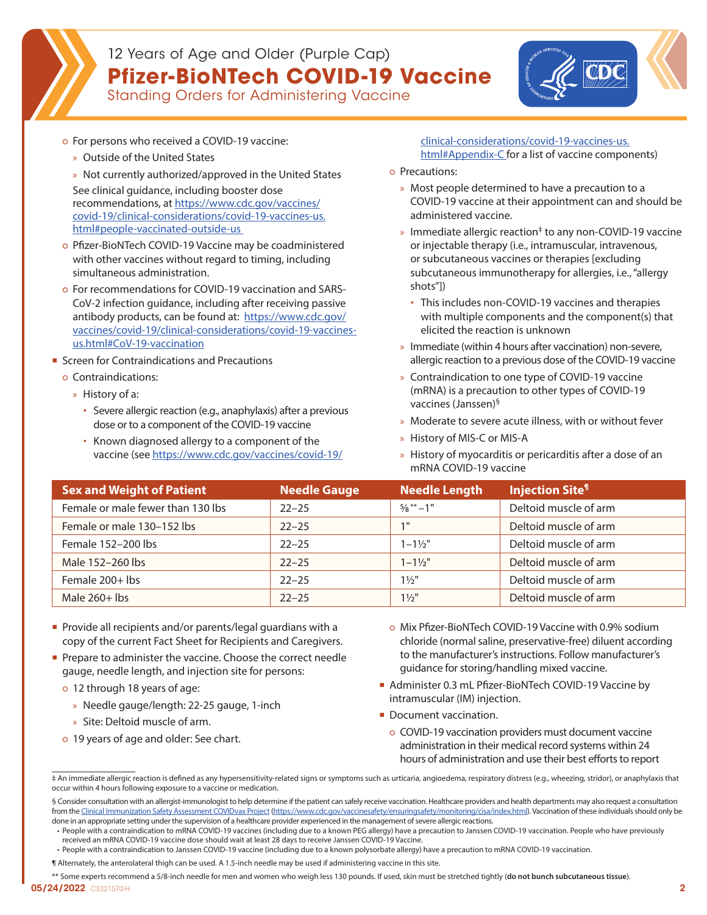# 12 Years of Age and Older (Purple Cap)

# Pfizer-BioNTech COVID-19 Vaccine

## Standing Orders for Administering Vaccine

- For persons who received a COVID-19 vaccine:
  - Outside of the United States
  - Not currently authorized/approved in the United States

  See clinical guidance, including booster dose recommendations, at https://www.cdc.gov/vaccines/covid-19/clinical-considerations/covid-19-vaccines-us.html#people-vaccinated-outside-us
- Pfizer-BioNTech COVID-19 Vaccine may be coadministered with other vaccines without regard to timing, including simultaneous administration.
- For recommendations for COVID-19 vaccination and SARS-CoV-2 infection guidance, including after receiving passive antibody products, can be found at: https://www.cdc.gov/vaccines/covid-19/clinical-considerations/covid-19-vaccines-us.html#CoV-19-vaccination

- Screen for Contraindications and Precautions
  - Contraindications:
    - History of a:
      - Severe allergic reaction (e.g., anaphylaxis) after a previous dose or to a component of the COVID-19 vaccine
      - Known diagnosed allergy to a component of the vaccine (see https://www.cdc.gov/vaccines/covid-19/clinical-considerations/covid-19-vaccines-us.html#Appendix-C for a list of vaccine components)
  - Precautions:
    - Most people determined to have a precaution to a COVID-19 vaccine at their appointment can and should be administered vaccine.
    - Immediate allergic reaction‡ to any non-COVID-19 vaccine or injectable therapy (i.e., intramuscular, intravenous, or subcutaneous vaccines or therapies [excluding subcutaneous immunotherapy for allergies, i.e., "allergy shots"])
      - This includes non-COVID-19 vaccines and therapies with multiple components and the component(s) that elicited the reaction is unknown
    - Immediate (within 4 hours after vaccination) non-severe, allergic reaction to a previous dose of the COVID-19 vaccine
    - Contraindication to one type of COVID-19 vaccine (mRNA) is a precaution to other types of COVID-19 vaccines (Janssen)§
    - Moderate to severe acute illness, with or without fever
    - History of MIS-C or MIS-A
    - History of myocarditis or pericarditis after a dose of an mRNA COVID-19 vaccine

| Sex and Weight of Patient | Needle Gauge | Needle Length | Injection Site¶ |
|---|---|---|---|
| Female or male fewer than 130 lbs | 22–25 | ⅝**–1" | Deltoid muscle of arm |
| Female or male 130–152 lbs | 22–25 | 1" | Deltoid muscle of arm |
| Female 152–200 lbs | 22–25 | 1–1½" | Deltoid muscle of arm |
| Male 152–260 lbs | 22–25 | 1–1½" | Deltoid muscle of arm |
| Female 200+ lbs | 22–25 | 1½" | Deltoid muscle of arm |
| Male 260+ lbs | 22–25 | 1½" | Deltoid muscle of arm |

- Provide all recipients and/or parents/legal guardians with a copy of the current Fact Sheet for Recipients and Caregivers.
- Prepare to administer the vaccine. Choose the correct needle gauge, needle length, and injection site for persons:
  - 12 through 18 years of age:
    - Needle gauge/length: 22-25 gauge, 1-inch
    - Site: Deltoid muscle of arm.
  - 19 years of age and older: See chart.
  - Mix Pfizer-BioNTech COVID-19 Vaccine with 0.9% sodium chloride (normal saline, preservative-free) diluent according to the manufacturer's instructions. Follow manufacturer's guidance for storing/handling mixed vaccine.
- Administer 0.3 mL Pfizer-BioNTech COVID-19 Vaccine by intramuscular (IM) injection.
- Document vaccination.
  - COVID-19 vaccination providers must document vaccine administration in their medical record systems within 24 hours of administration and use their best efforts to report

‡ An immediate allergic reaction is defined as any hypersensitivity-related signs or symptoms such as urticaria, angioedema, respiratory distress (e.g., wheezing, stridor), or anaphylaxis that occur within 4 hours following exposure to a vaccine or medication.

§ Consider consultation with an allergist-immunologist to help determine if the patient can safely receive vaccination. Healthcare providers and health departments may also request a consultation from the Clinical Immunization Safety Assessment COVIDvax Project (https://www.cdc.gov/vaccinesafety/ensuringsafety/monitoring/cisa/index.html). Vaccination of these individuals should only be done in an appropriate setting under the supervision of a healthcare provider experienced in the management of severe allergic reactions.

- People with a contraindication to mRNA COVID-19 vaccines (including due to a known PEG allergy) have a precaution to Janssen COVID-19 vaccination. People who have previously received an mRNA COVID-19 vaccine dose should wait at least 28 days to receive Janssen COVID-19 Vaccine.
- People with a contraindication to Janssen COVID-19 vaccine (including due to a known polysorbate allergy) have a precaution to mRNA COVID-19 vaccination.

¶ Alternately, the anterolateral thigh can be used. A 1.5-inch needle may be used if administering vaccine in this site.

** Some experts recommend a 5/8-inch needle for men and women who weigh less 130 pounds. If used, skin must be stretched tightly (**do not bunch subcutaneous tissue**).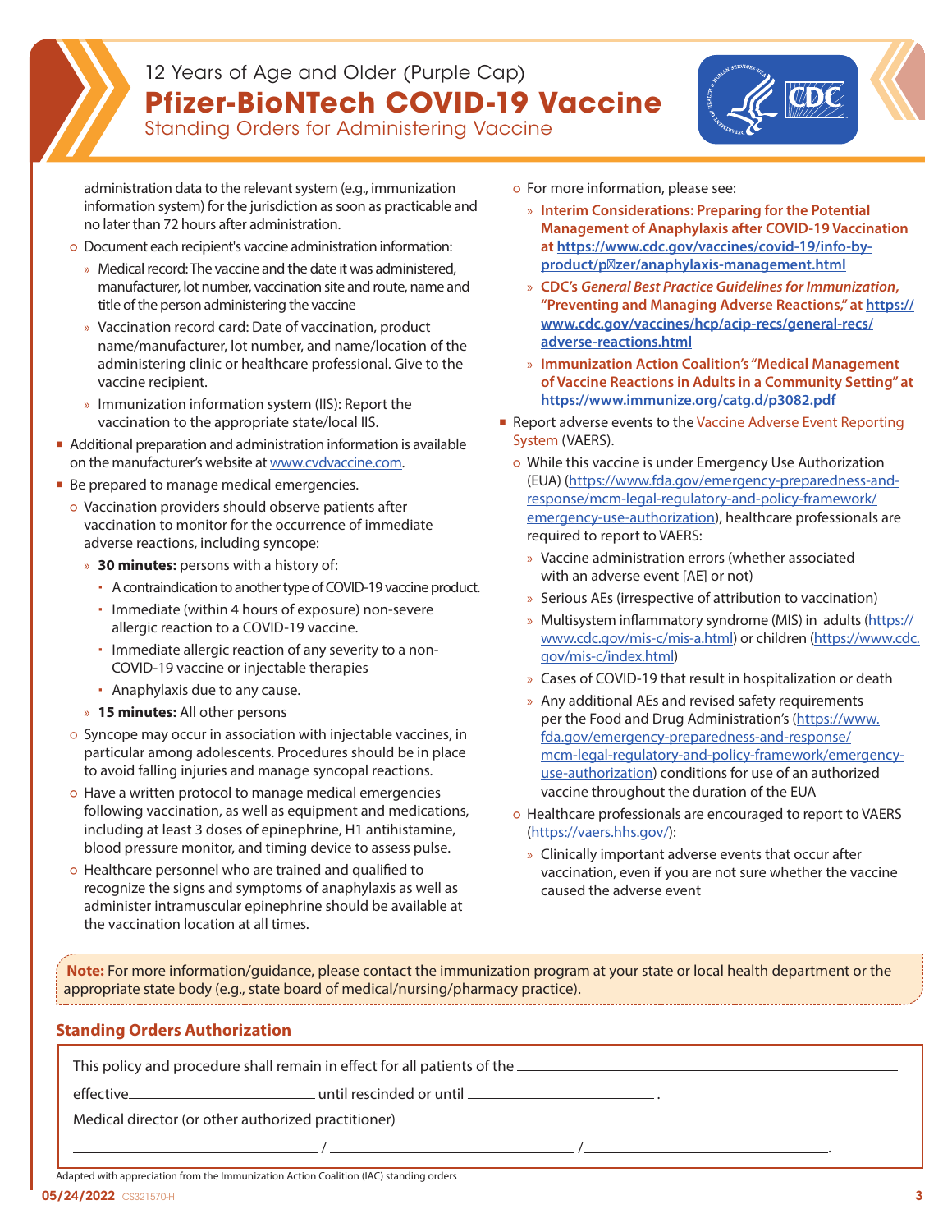administration data to the relevant system (e.g., immunization information system) for the jurisdiction as soon as practicable and no later than 72 hours after administration.

- Document each recipient's vaccine administration information:
  - Medical record: The vaccine and the date it was administered, manufacturer, lot number, vaccination site and route, name and title of the person administering the vaccine
  - Vaccination record card: Date of vaccination, product name/manufacturer, lot number, and name/location of the administering clinic or healthcare professional. Give to the vaccine recipient.
  - Immunization information system (IIS): Report the vaccination to the appropriate state/local IIS.

- Additional preparation and administration information is available on the manufacturer's website at www.cvdvaccine.com.
- Be prepared to manage medical emergencies.
  - Vaccination providers should observe patients after vaccination to monitor for the occurrence of immediate adverse reactions, including syncope:
    - **30 minutes:** persons with a history of:
      - A contraindication to another type of COVID-19 vaccine product.
      - Immediate (within 4 hours of exposure) non-severe allergic reaction to a COVID-19 vaccine.
      - Immediate allergic reaction of any severity to a non-COVID-19 vaccine or injectable therapies
      - Anaphylaxis due to any cause.
    - **15 minutes:** All other persons
  - Syncope may occur in association with injectable vaccines, in particular among adolescents. Procedures should be in place to avoid falling injuries and manage syncopal reactions.
  - Have a written protocol to manage medical emergencies following vaccination, as well as equipment and medications, including at least 3 doses of epinephrine, H1 antihistamine, blood pressure monitor, and timing device to assess pulse.
  - Healthcare personnel who are trained and qualified to recognize the signs and symptoms of anaphylaxis as well as administer intramuscular epinephrine should be available at the vaccination location at all times.
  - For more information, please see:
    - **Interim Considerations: Preparing for the Potential Management of Anaphylaxis after COVID-19 Vaccination at https://www.cdc.gov/vaccines/covid-19/info-by-product/pfizer/anaphylaxis-management.html**
    - **CDC's *General Best Practice Guidelines for Immunization*, "Preventing and Managing Adverse Reactions," at https://www.cdc.gov/vaccines/hcp/acip-recs/general-recs/adverse-reactions.html**
    - **Immunization Action Coalition's "Medical Management of Vaccine Reactions in Adults in a Community Setting" at https://www.immunize.org/catg.d/p3082.pdf**
- Report adverse events to the Vaccine Adverse Event Reporting System (VAERS).
  - While this vaccine is under Emergency Use Authorization (EUA) (https://www.fda.gov/emergency-preparedness-and-response/mcm-legal-regulatory-and-policy-framework/emergency-use-authorization), healthcare professionals are required to report to VAERS:
    - Vaccine administration errors (whether associated with an adverse event [AE] or not)
    - Serious AEs (irrespective of attribution to vaccination)
    - Multisystem inflammatory syndrome (MIS) in adults (https://www.cdc.gov/mis-c/mis-a.html) or children (https://www.cdc.gov/mis-c/index.html)
    - Cases of COVID-19 that result in hospitalization or death
    - Any additional AEs and revised safety requirements per the Food and Drug Administration's (https://www.fda.gov/emergency-preparedness-and-response/mcm-legal-regulatory-and-policy-framework/emergency-use-authorization) conditions for use of an authorized vaccine throughout the duration of the EUA
  - Healthcare professionals are encouraged to report to VAERS (https://vaers.hhs.gov/):
    - Clinically important adverse events that occur after vaccination, even if you are not sure whether the vaccine caused the adverse event

**Note:** For more information/guidance, please contact the immunization program at your state or local health department or the appropriate state body (e.g., state board of medical/nursing/pharmacy practice).

## Standing Orders Authorization

This policy and procedure shall remain in effect for all patients of the ______________________________

effective ____________________ until rescinded or until ____________________ .

Medical director (or other authorized practitioner)

____________________ / ____________________ / ____________________.

Adapted with appreciation from the Immunization Action Coalition (IAC) standing orders

05/24/2022 CS321570-H